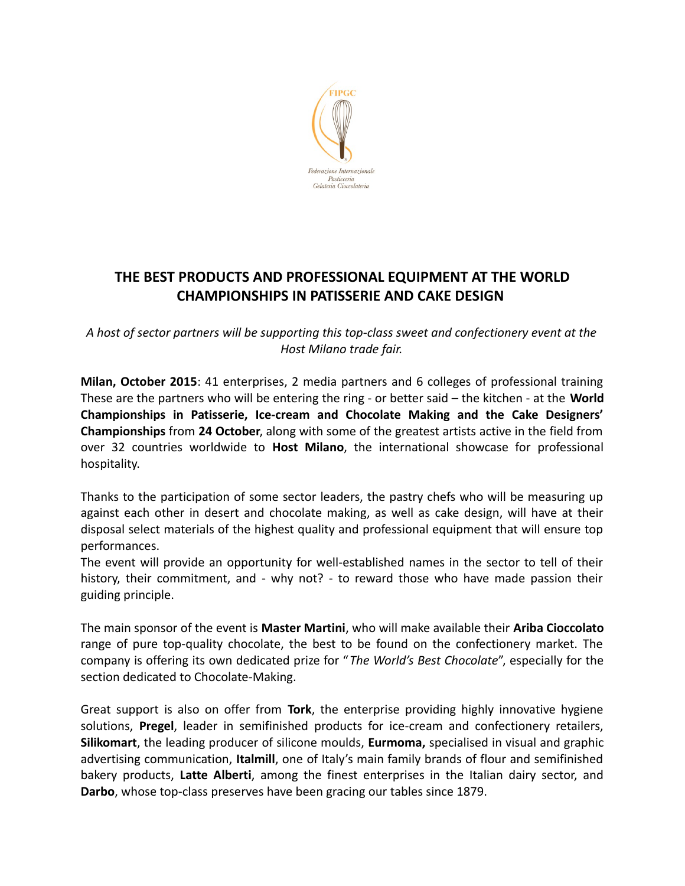FIPGC

Federazione Internazionale Pasticceria Gelateria Cioccolateria

# THE BEST PRODUCTS AND PROFESSIONAL EQUIPMENT AT THE WORLD CHAMPIONSHIPS IN PATISSERIE AND CAKE DESIGN

*A host of sector partners will be supporting this top-class sweet and confectionery event at the Host Milano trade fair.*

**Milan, October 2015**: 41 enterprises, 2 media partners and 6 colleges of professional training These are the partners who will be entering the ring - or better said – the kitchen - at the **World Championships in Patisserie, Ice-cream and Chocolate Making and the Cake Designers' Championships** from **24 October**, along with some of the greatest artists active in the field from over 32 countries worldwide to **Host Milano**, the international showcase for professional hospitality.

Thanks to the participation of some sector leaders, the pastry chefs who will be measuring up against each other in desert and chocolate making, as well as cake design, will have at their disposal select materials of the highest quality and professional equipment that will ensure top performances.

The event will provide an opportunity for well-established names in the sector to tell of their history, their commitment, and - why not? - to reward those who have made passion their guiding principle.

The main sponsor of the event is **Master Martini**, who will make available their **Ariba Cioccolato** range of pure top-quality chocolate, the best to be found on the confectionery market. The company is offering its own dedicated prize for "*The World's Best Chocolate*", especially for the section dedicated to Chocolate-Making.

Great support is also on offer from **Tork**, the enterprise providing highly innovative hygiene solutions, **Pregel**, leader in semifinished products for ice-cream and confectionery retailers, **Silikomart**, the leading producer of silicone moulds, **Eurmoma,** specialised in visual and graphic advertising communication, **Italmill**, one of Italy's main family brands of flour and semifinished bakery products, **Latte Alberti**, among the finest enterprises in the Italian dairy sector, and **Darbo**, whose top-class preserves have been gracing our tables since 1879.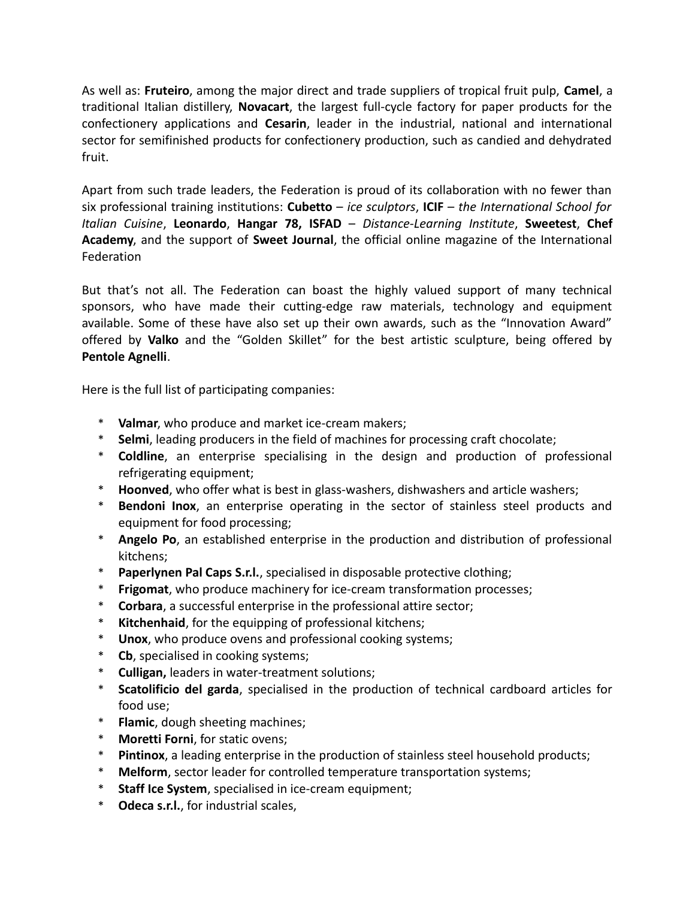As well as: **Fruteiro**, among the major direct and trade suppliers of tropical fruit pulp, **Camel**, a traditional Italian distillery, **Novacart**, the largest full-cycle factory for paper products for the confectionery applications and **Cesarin**, leader in the industrial, national and international sector for semifinished products for confectionery production, such as candied and dehydrated fruit.

Apart from such trade leaders, the Federation is proud of its collaboration with no fewer than six professional training institutions: **Cubetto** – *ice sculptors*, **ICIF** – *the International School for Italian Cuisine*, **Leonardo**, **Hangar 78, ISFAD** – *Distance-Learning Institute*, **Sweetest**, **Chef Academy**, and the support of **Sweet Journal**, the official online magazine of the International Federation

But that's not all. The Federation can boast the highly valued support of many technical sponsors, who have made their cutting-edge raw materials, technology and equipment available. Some of these have also set up their own awards, such as the "Innovation Award" offered by **Valko** and the "Golden Skillet" for the best artistic sculpture, being offered by **Pentole Agnelli**.

Here is the full list of participating companies:

* **Valmar**, who produce and market ice-cream makers;
* **Selmi**, leading producers in the field of machines for processing craft chocolate;
* **Coldline**, an enterprise specialising in the design and production of professional refrigerating equipment;
* **Hoonved**, who offer what is best in glass-washers, dishwashers and article washers;
* **Bendoni Inox**, an enterprise operating in the sector of stainless steel products and equipment for food processing;
* **Angelo Po**, an established enterprise in the production and distribution of professional kitchens;
* **Paperlynen Pal Caps S.r.l.**, specialised in disposable protective clothing;
* **Frigomat**, who produce machinery for ice-cream transformation processes;
* **Corbara**, a successful enterprise in the professional attire sector;
* **Kitchenhaid**, for the equipping of professional kitchens;
* **Unox**, who produce ovens and professional cooking systems;
* **Cb**, specialised in cooking systems;
* **Culligan,** leaders in water-treatment solutions;
* **Scatolificio del garda**, specialised in the production of technical cardboard articles for food use;
* **Flamic**, dough sheeting machines;
* **Moretti Forni**, for static ovens;
* **Pintinox**, a leading enterprise in the production of stainless steel household products;
* **Melform**, sector leader for controlled temperature transportation systems;
* **Staff Ice System**, specialised in ice-cream equipment;
* **Odeca s.r.l.**, for industrial scales,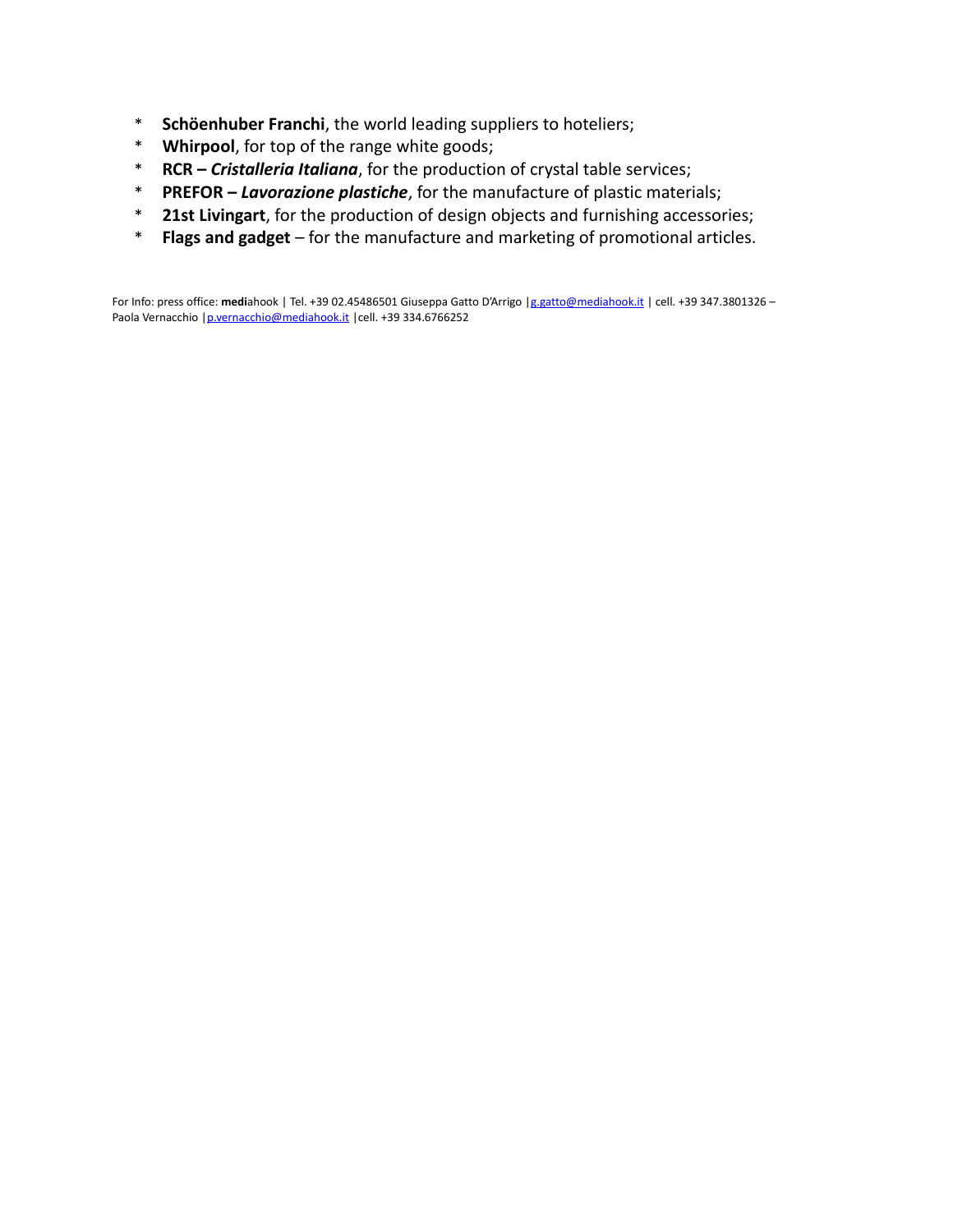- **Schöenhuber Franchi**, the world leading suppliers to hoteliers;
- **Whirpool**, for top of the range white goods;
- **RCR – *Cristalleria Italiana***, for the production of crystal table services;
- **PREFOR – *Lavorazione plastiche***, for the manufacture of plastic materials;
- **21st Livingart**, for the production of design objects and furnishing accessories;
- **Flags and gadget** – for the manufacture and marketing of promotional articles.

For Info: press office: **medi**ahook | Tel. +39 02.45486501 Giuseppa Gatto D'Arrigo |g.gatto@mediahook.it | cell. +39 347.3801326 – Paola Vernacchio |p.vernacchio@mediahook.it |cell. +39 334.6766252